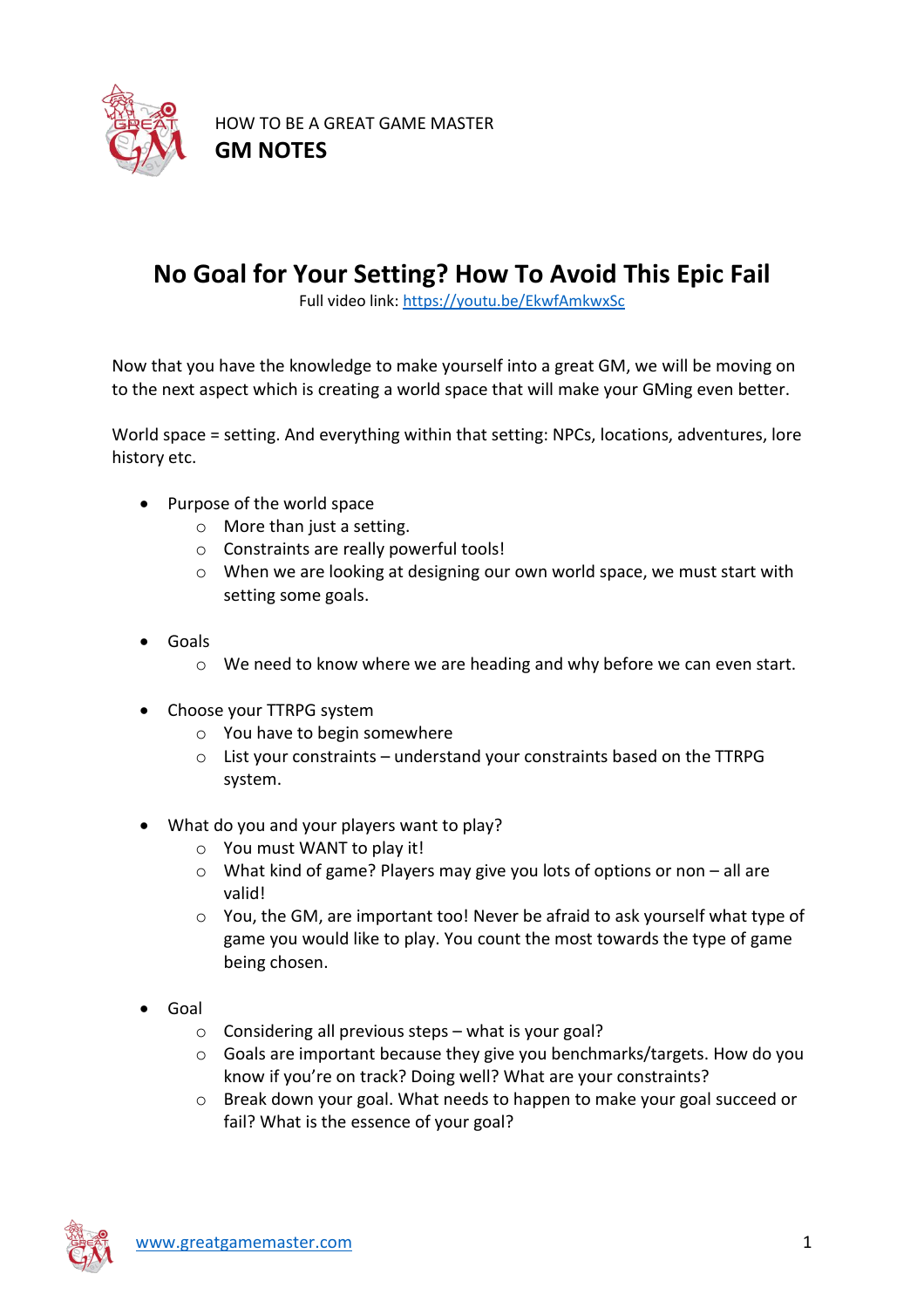HOW TO BE A GREAT GAME MASTER

**GM NOTES**

# No Goal for Your Setting? How To Avoid This Epic Fail

Full video link: [https://youtu.be/EkwfAmkwxSc](https://youtu.be/EkwfAmkwxSc)

Now that you have the knowledge to make yourself into a great GM, we will be moving on to the next aspect which is creating a world space that will make your GMing even better.

World space = setting. And everything within that setting: NPCs, locations, adventures, lore history etc.

- Purpose of the world space
    - More than just a setting.
    - Constraints are really powerful tools!
    - When we are looking at designing our own world space, we must start with setting some goals.

- Goals
    - We need to know where we are heading and why before we can even start.

- Choose your TTRPG system
    - You have to begin somewhere
    - List your constraints – understand your constraints based on the TTRPG system.

- What do you and your players want to play?
    - You must WANT to play it!
    - What kind of game? Players may give you lots of options or non – all are valid!
    - You, the GM, are important too! Never be afraid to ask yourself what type of game you would like to play. You count the most towards the type of game being chosen.

- Goal
    - Considering all previous steps – what is your goal?
    - Goals are important because they give you benchmarks/targets. How do you know if you're on track? Doing well? What are your constraints?
    - Break down your goal. What needs to happen to make your goal succeed or fail? What is the essence of your goal?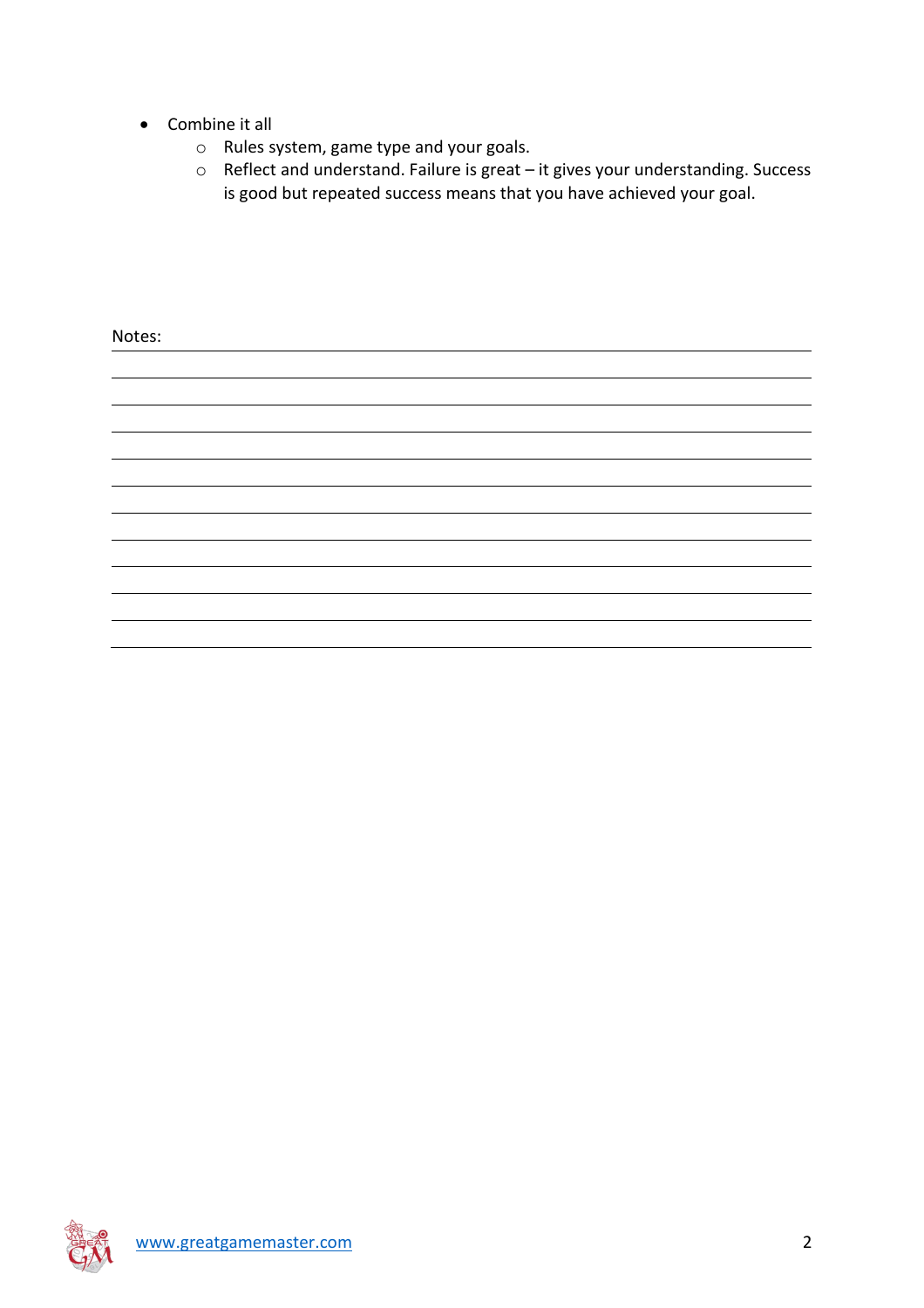- Combine it all
  - Rules system, game type and your goals.
  - Reflect and understand. Failure is great – it gives your understanding. Success is good but repeated success means that you have achieved your goal.

Notes: